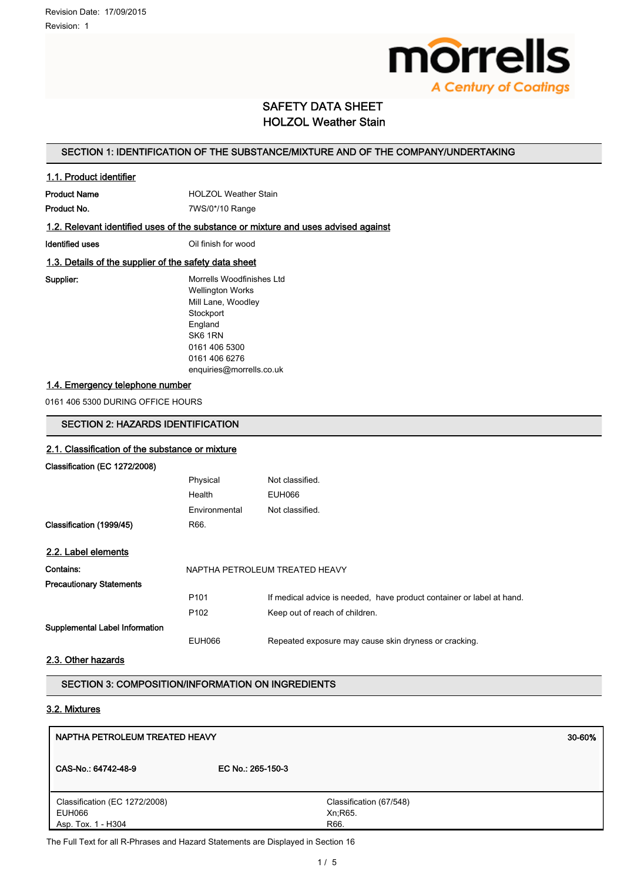Revision Date: 17/09/2015

Revision: 1

morrells
A Century of Coatings

# SAFETY DATA SHEET
# HOLZOL Weather Stain

## SECTION 1: IDENTIFICATION OF THE SUBSTANCE/MIXTURE AND OF THE COMPANY/UNDERTAKING

### 1.1. Product identifier

**Product Name** HOLZOL Weather Stain

**Product No.** 7WS/0*/10 Range

### 1.2. Relevant identified uses of the substance or mixture and uses advised against

**Identified uses** Oil finish for wood

### 1.3. Details of the supplier of the safety data sheet

**Supplier:**
Morrells Woodfinishes Ltd
Wellington Works
Mill Lane, Woodley
Stockport
England
SK6 1RN
0161 406 5300
0161 406 6276
enquiries@morrells.co.uk

### 1.4. Emergency telephone number

0161 406 5300 DURING OFFICE HOURS

## SECTION 2: HAZARDS IDENTIFICATION

### 2.1. Classification of the substance or mixture

**Classification (EC 1272/2008)**

| | |
|---|---|
| Physical | Not classified. |
| Health | EUH066 |
| Environmental | Not classified. |

**Classification (1999/45)** R66.

### 2.2. Label elements

**Contains:** NAPTHA PETROLEUM TREATED HEAVY

**Precautionary Statements**

| | |
|---|---|
| P101 | If medical advice is needed, have product container or label at hand. |
| P102 | Keep out of reach of children. |

**Supplemental Label Information**

| | |
|---|---|
| EUH066 | Repeated exposure may cause skin dryness or cracking. |

### 2.3. Other hazards

## SECTION 3: COMPOSITION/INFORMATION ON INGREDIENTS

### 3.2. Mixtures

| **NAPTHA PETROLEUM TREATED HEAVY** | **30-60%** |
|---|---|
| **CAS-No.: 64742-48-9** **EC No.: 265-150-3** | |
| Classification (EC 1272/2008)<br>EUH066<br>Asp. Tox. 1 - H304 | Classification (67/548)<br>Xn;R65.<br>R66. |

The Full Text for all R-Phrases and Hazard Statements are Displayed in Section 16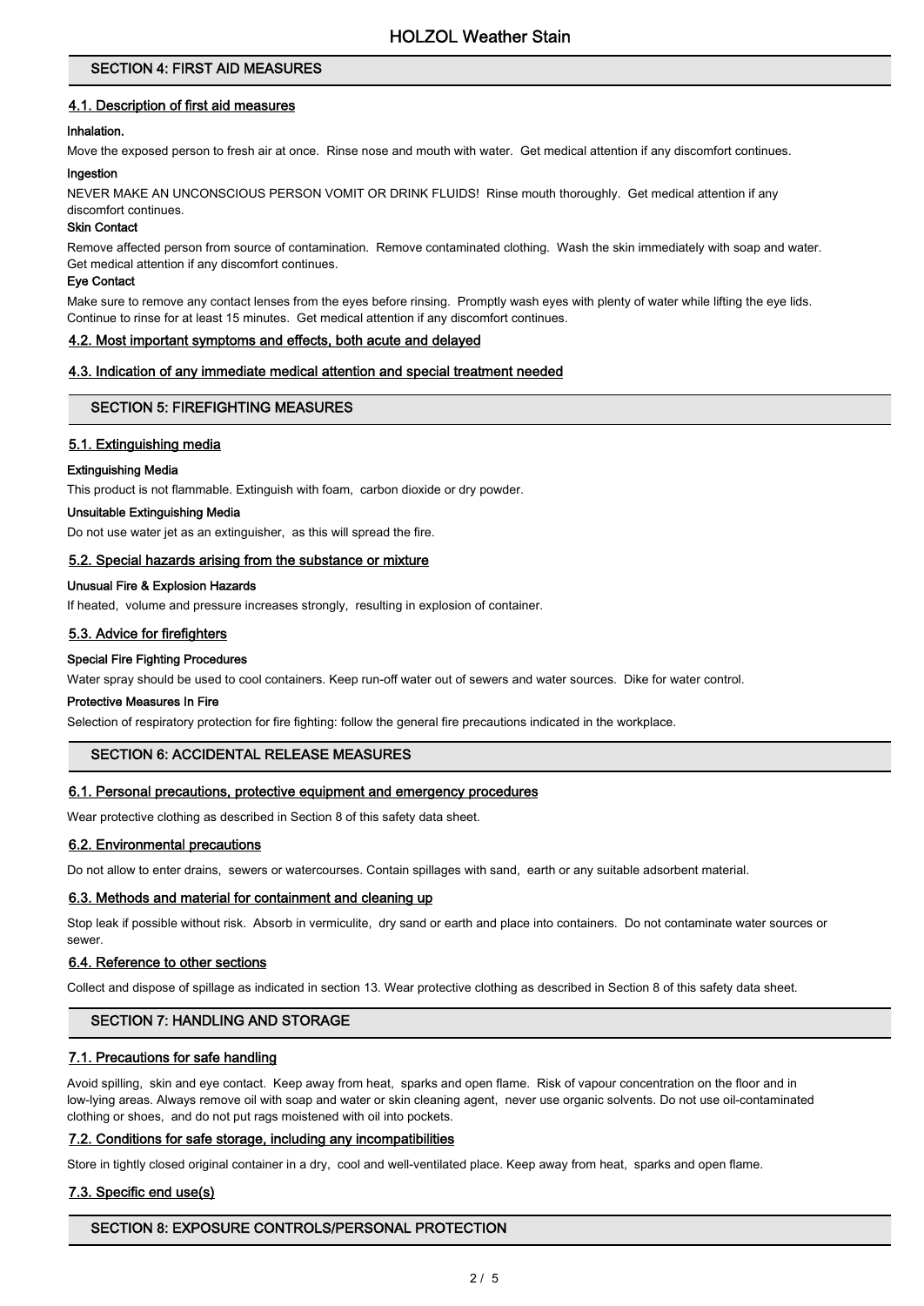## SECTION 4: FIRST AID MEASURES

### 4.1. Description of first aid measures

**Inhalation.**

Move the exposed person to fresh air at once. Rinse nose and mouth with water. Get medical attention if any discomfort continues.

**Ingestion**

NEVER MAKE AN UNCONSCIOUS PERSON VOMIT OR DRINK FLUIDS! Rinse mouth thoroughly. Get medical attention if any discomfort continues.

**Skin Contact**

Remove affected person from source of contamination. Remove contaminated clothing. Wash the skin immediately with soap and water. Get medical attention if any discomfort continues.

**Eye Contact**

Make sure to remove any contact lenses from the eyes before rinsing. Promptly wash eyes with plenty of water while lifting the eye lids. Continue to rinse for at least 15 minutes. Get medical attention if any discomfort continues.

### 4.2. Most important symptoms and effects, both acute and delayed

### 4.3. Indication of any immediate medical attention and special treatment needed

## SECTION 5: FIREFIGHTING MEASURES

### 5.1. Extinguishing media

**Extinguishing Media**

This product is not flammable. Extinguish with foam, carbon dioxide or dry powder.

**Unsuitable Extinguishing Media**

Do not use water jet as an extinguisher, as this will spread the fire.

### 5.2. Special hazards arising from the substance or mixture

**Unusual Fire & Explosion Hazards**

If heated, volume and pressure increases strongly, resulting in explosion of container.

### 5.3. Advice for firefighters

**Special Fire Fighting Procedures**

Water spray should be used to cool containers. Keep run-off water out of sewers and water sources. Dike for water control.

**Protective Measures In Fire**

Selection of respiratory protection for fire fighting: follow the general fire precautions indicated in the workplace.

## SECTION 6: ACCIDENTAL RELEASE MEASURES

### 6.1. Personal precautions, protective equipment and emergency procedures

Wear protective clothing as described in Section 8 of this safety data sheet.

### 6.2. Environmental precautions

Do not allow to enter drains, sewers or watercourses. Contain spillages with sand, earth or any suitable adsorbent material.

### 6.3. Methods and material for containment and cleaning up

Stop leak if possible without risk. Absorb in vermiculite, dry sand or earth and place into containers. Do not contaminate water sources or sewer.

### 6.4. Reference to other sections

Collect and dispose of spillage as indicated in section 13. Wear protective clothing as described in Section 8 of this safety data sheet.

## SECTION 7: HANDLING AND STORAGE

### 7.1. Precautions for safe handling

Avoid spilling, skin and eye contact. Keep away from heat, sparks and open flame. Risk of vapour concentration on the floor and in low-lying areas. Always remove oil with soap and water or skin cleaning agent, never use organic solvents. Do not use oil-contaminated clothing or shoes, and do not put rags moistened with oil into pockets.

### 7.2. Conditions for safe storage, including any incompatibilities

Store in tightly closed original container in a dry, cool and well-ventilated place. Keep away from heat, sparks and open flame.

### 7.3. Specific end use(s)

## SECTION 8: EXPOSURE CONTROLS/PERSONAL PROTECTION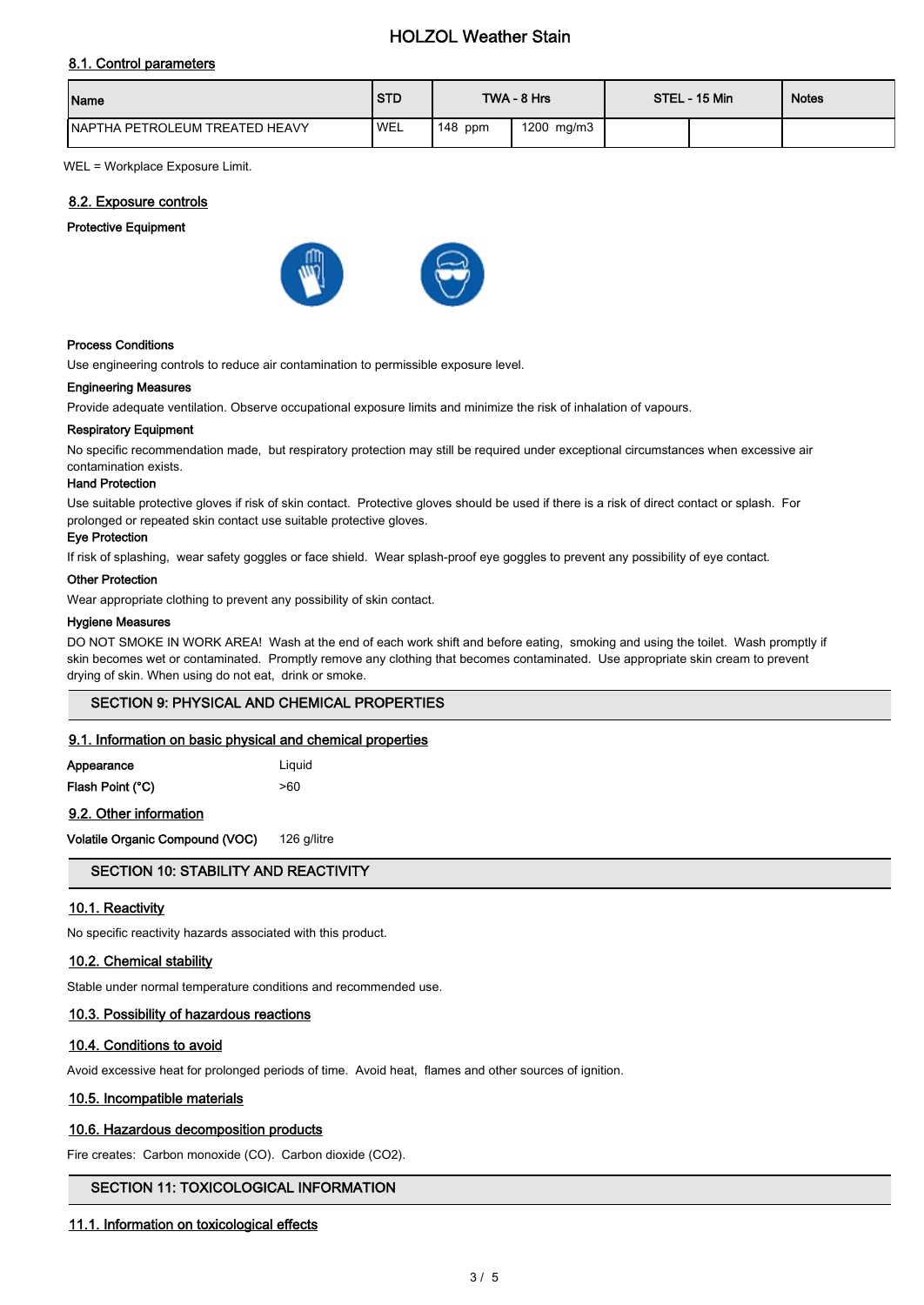## 8.1. Control parameters

| Name | STD | TWA - 8 Hrs | | STEL - 15 Min | | Notes |
|---|---|---|---|---|---|---|
| NAPTHA PETROLEUM TREATED HEAVY | WEL | 148 ppm | 1200 mg/m3 | | | |

WEL = Workplace Exposure Limit.

## 8.2. Exposure controls

**Protective Equipment**

**Process Conditions**

Use engineering controls to reduce air contamination to permissible exposure level.

**Engineering Measures**

Provide adequate ventilation. Observe occupational exposure limits and minimize the risk of inhalation of vapours.

**Respiratory Equipment**

No specific recommendation made, but respiratory protection may still be required under exceptional circumstances when excessive air contamination exists.

**Hand Protection**

Use suitable protective gloves if risk of skin contact. Protective gloves should be used if there is a risk of direct contact or splash. For prolonged or repeated skin contact use suitable protective gloves.

**Eye Protection**

If risk of splashing, wear safety goggles or face shield. Wear splash-proof eye goggles to prevent any possibility of eye contact.

**Other Protection**

Wear appropriate clothing to prevent any possibility of skin contact.

**Hygiene Measures**

DO NOT SMOKE IN WORK AREA! Wash at the end of each work shift and before eating, smoking and using the toilet. Wash promptly if skin becomes wet or contaminated. Promptly remove any clothing that becomes contaminated. Use appropriate skin cream to prevent drying of skin. When using do not eat, drink or smoke.

# SECTION 9: PHYSICAL AND CHEMICAL PROPERTIES

## 9.1. Information on basic physical and chemical properties

**Appearance** Liquid

**Flash Point (°C)** >60

## 9.2. Other information

**Volatile Organic Compound (VOC)** 126 g/litre

# SECTION 10: STABILITY AND REACTIVITY

## 10.1. Reactivity

No specific reactivity hazards associated with this product.

## 10.2. Chemical stability

Stable under normal temperature conditions and recommended use.

## 10.3. Possibility of hazardous reactions

## 10.4. Conditions to avoid

Avoid excessive heat for prolonged periods of time. Avoid heat, flames and other sources of ignition.

## 10.5. Incompatible materials

## 10.6. Hazardous decomposition products

Fire creates: Carbon monoxide (CO). Carbon dioxide ($CO_2$).

# SECTION 11: TOXICOLOGICAL INFORMATION

## 11.1. Information on toxicological effects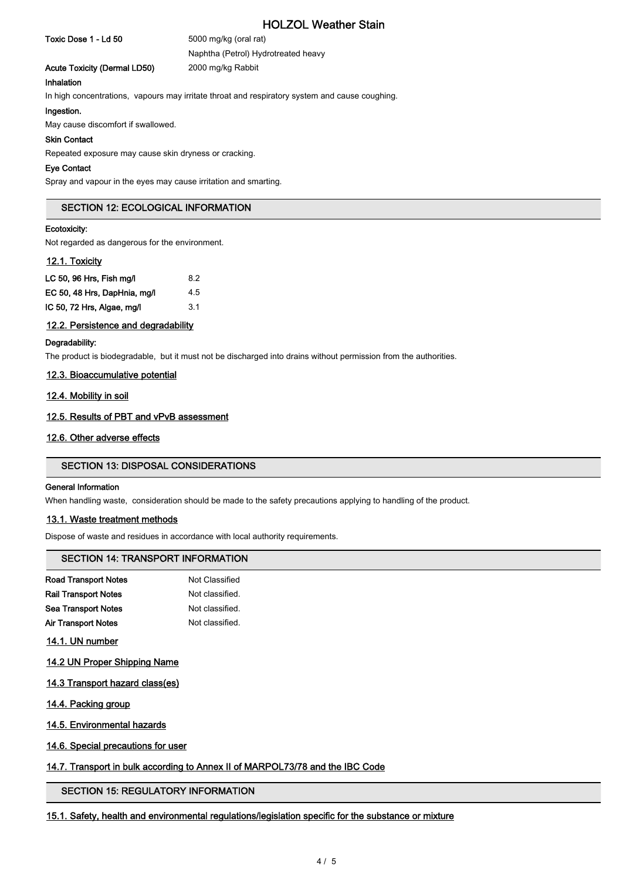| | |
|---|---|
| **Toxic Dose 1 - Ld 50** | 5000 mg/kg (oral rat) |
| | Naphtha (Petrol) Hydrotreated heavy |
| **Acute Toxicity (Dermal LD50)** | 2000 mg/kg Rabbit |

**Inhalation**

In high concentrations, vapours may irritate throat and respiratory system and cause coughing.

**Ingestion.**

May cause discomfort if swallowed.

**Skin Contact**

Repeated exposure may cause skin dryness or cracking.

**Eye Contact**

Spray and vapour in the eyes may cause irritation and smarting.

## SECTION 12: ECOLOGICAL INFORMATION

**Ecotoxicity:**

Not regarded as dangerous for the environment.

### 12.1. Toxicity

| | |
|---|---|
| **LC 50, 96 Hrs, Fish mg/l** | 8.2 |
| **EC 50, 48 Hrs, DapHnia, mg/l** | 4.5 |
| **IC 50, 72 Hrs, Algae, mg/l** | 3.1 |

### 12.2. Persistence and degradability

**Degradability:**

The product is biodegradable, but it must not be discharged into drains without permission from the authorities.

### 12.3. Bioaccumulative potential

### 12.4. Mobility in soil

### 12.5. Results of PBT and vPvB assessment

### 12.6. Other adverse effects

## SECTION 13: DISPOSAL CONSIDERATIONS

**General Information**

When handling waste, consideration should be made to the safety precautions applying to handling of the product.

### 13.1. Waste treatment methods

Dispose of waste and residues in accordance with local authority requirements.

## SECTION 14: TRANSPORT INFORMATION

| | |
|---|---|
| **Road Transport Notes** | Not Classified |
| **Rail Transport Notes** | Not classified. |
| **Sea Transport Notes** | Not classified. |
| **Air Transport Notes** | Not classified. |

### 14.1. UN number

### 14.2 UN Proper Shipping Name

### 14.3 Transport hazard class(es)

### 14.4. Packing group

### 14.5. Environmental hazards

### 14.6. Special precautions for user

### 14.7. Transport in bulk according to Annex II of MARPOL73/78 and the IBC Code

## SECTION 15: REGULATORY INFORMATION

### 15.1. Safety, health and environmental regulations/legislation specific for the substance or mixture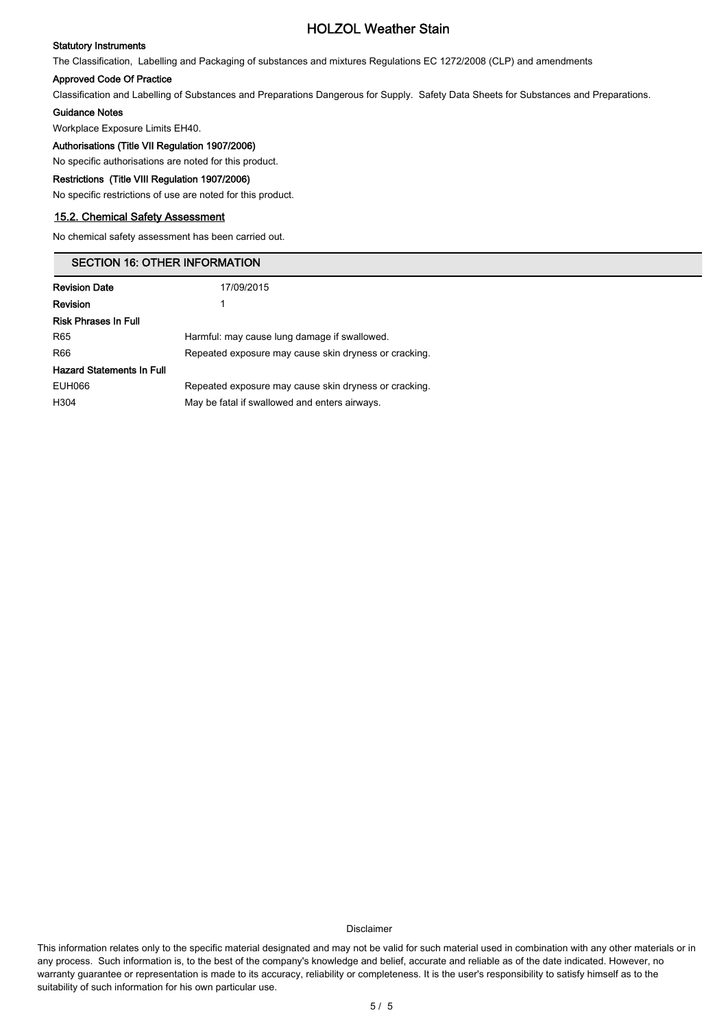#### Statutory Instruments

The Classification, Labelling and Packaging of substances and mixtures Regulations EC 1272/2008 (CLP) and amendments

#### Approved Code Of Practice

Classification and Labelling of Substances and Preparations Dangerous for Supply. Safety Data Sheets for Substances and Preparations.

#### Guidance Notes

Workplace Exposure Limits EH40.

#### Authorisations (Title VII Regulation 1907/2006)

No specific authorisations are noted for this product.

#### Restrictions (Title VIII Regulation 1907/2006)

No specific restrictions of use are noted for this product.

### 15.2. Chemical Safety Assessment

No chemical safety assessment has been carried out.

## SECTION 16: OTHER INFORMATION

| | |
|---|---|
| **Revision Date** | 17/09/2015 |
| **Revision** | 1 |
| **Risk Phrases In Full** | |
| R65 | Harmful: may cause lung damage if swallowed. |
| R66 | Repeated exposure may cause skin dryness or cracking. |
| **Hazard Statements In Full** | |
| EUH066 | Repeated exposure may cause skin dryness or cracking. |
| H304 | May be fatal if swallowed and enters airways. |

Disclaimer

This information relates only to the specific material designated and may not be valid for such material used in combination with any other materials or in any process. Such information is, to the best of the company's knowledge and belief, accurate and reliable as of the date indicated. However, no warranty guarantee or representation is made to its accuracy, reliability or completeness. It is the user's responsibility to satisfy himself as to the suitability of such information for his own particular use.